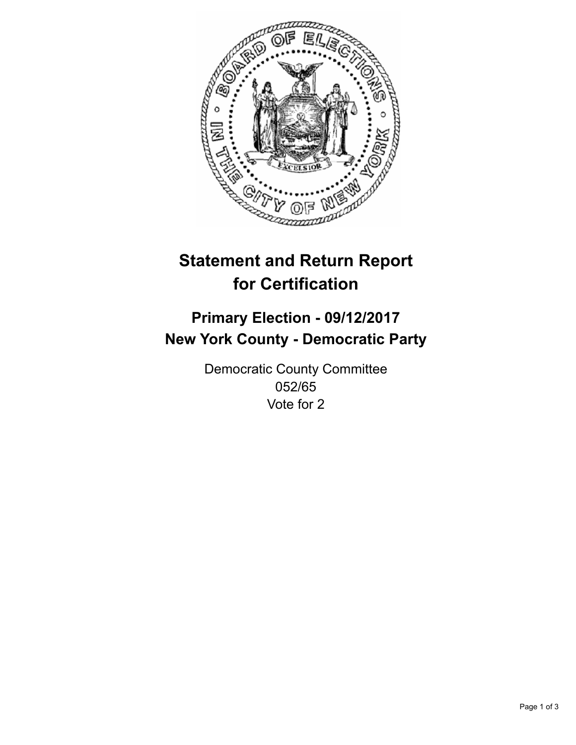# Statement and Return Report for Certification

## Primary Election - 09/12/2017
## New York County - Democratic Party

Democratic County Committee
052/65
Vote for 2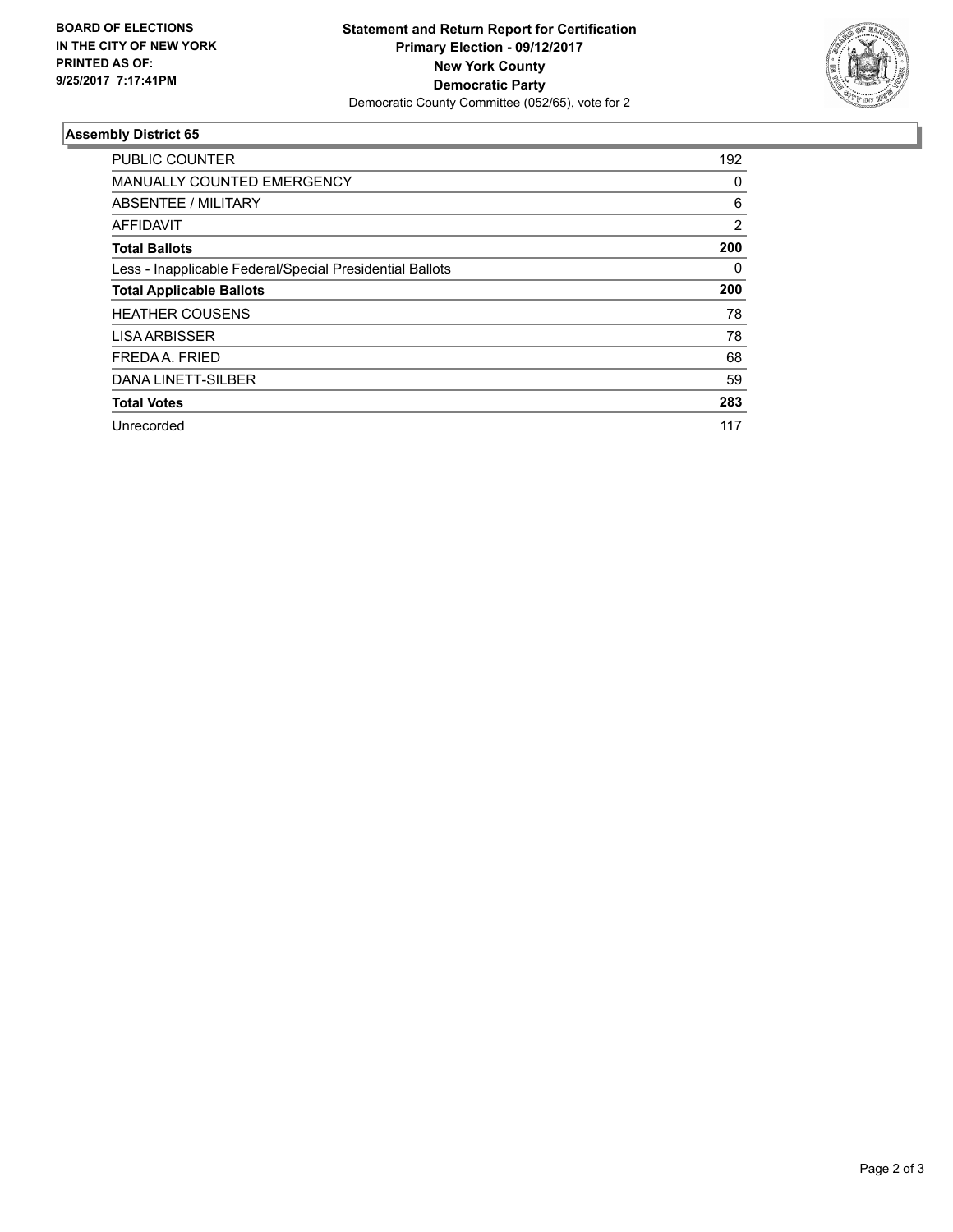**BOARD OF ELECTIONS IN THE CITY OF NEW YORK PRINTED AS OF: 9/25/2017 7:17:41PM**

**Statement and Return Report for Certification**
**Primary Election - 09/12/2017**
**New York County**
**Democratic Party**
Democratic County Committee (052/65), vote for 2

## Assembly District 65

| | |
|---|---|
| PUBLIC COUNTER | 192 |
| MANUALLY COUNTED EMERGENCY | 0 |
| ABSENTEE / MILITARY | 6 |
| AFFIDAVIT | 2 |
| **Total Ballots** | **200** |
| Less - Inapplicable Federal/Special Presidential Ballots | 0 |
| **Total Applicable Ballots** | **200** |
| HEATHER COUSENS | 78 |
| LISA ARBISSER | 78 |
| FREDA A. FRIED | 68 |
| DANA LINETT-SILBER | 59 |
| **Total Votes** | **283** |
| Unrecorded | 117 |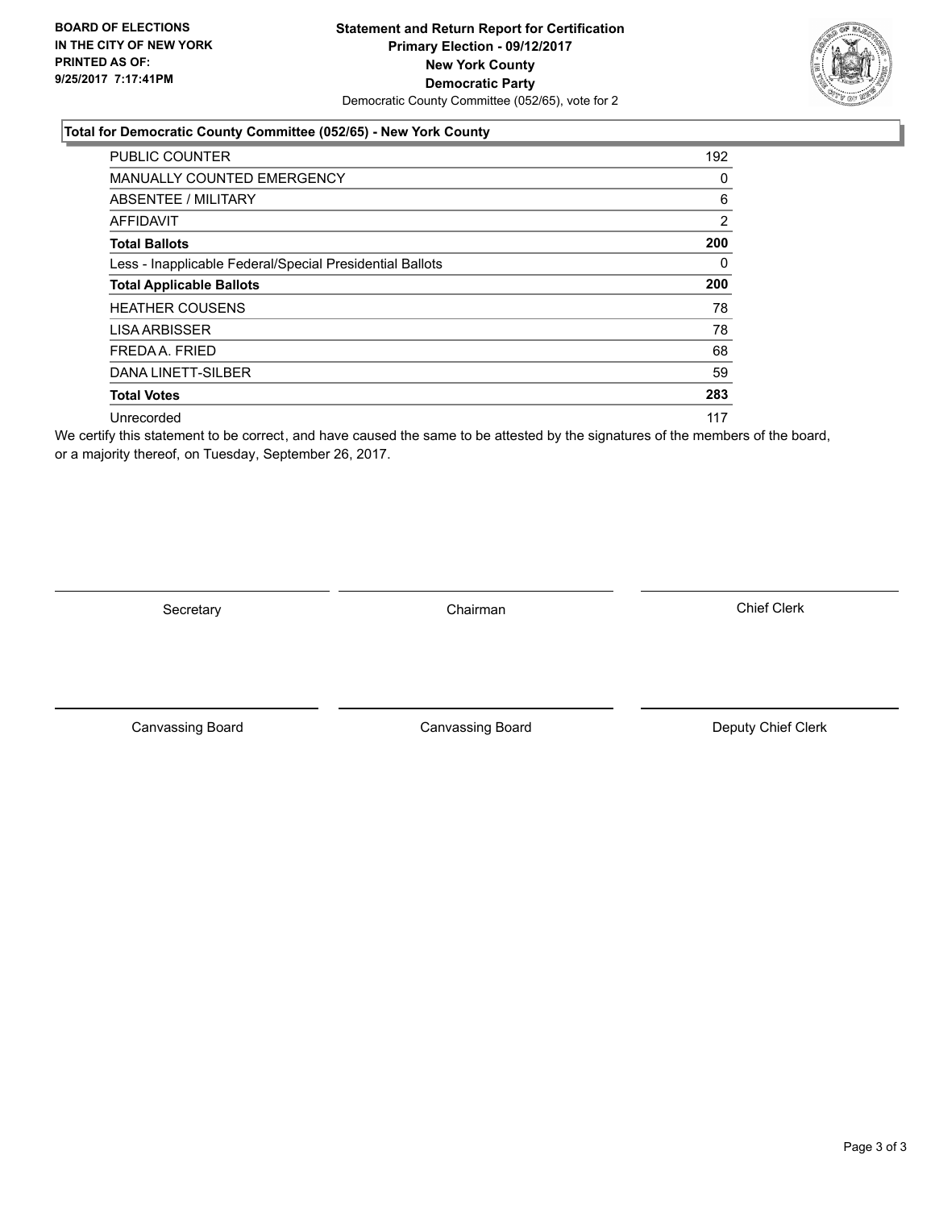**BOARD OF ELECTIONS IN THE CITY OF NEW YORK PRINTED AS OF: 9/25/2017 7:17:41PM**

**Statement and Return Report for Certification**
**Primary Election - 09/12/2017**
**New York County**
**Democratic Party**
Democratic County Committee (052/65), vote for 2

**Total for Democratic County Committee (052/65) - New York County**

| | |
|---|---|
| PUBLIC COUNTER | 192 |
| MANUALLY COUNTED EMERGENCY | 0 |
| ABSENTEE / MILITARY | 6 |
| AFFIDAVIT | 2 |
| **Total Ballots** | **200** |
| Less - Inapplicable Federal/Special Presidential Ballots | 0 |
| **Total Applicable Ballots** | **200** |
| HEATHER COUSENS | 78 |
| LISA ARBISSER | 78 |
| FREDA A. FRIED | 68 |
| DANA LINETT-SILBER | 59 |
| **Total Votes** | **283** |
| Unrecorded | 117 |

We certify this statement to be correct, and have caused the same to be attested by the signatures of the members of the board, or a majority thereof, on Tuesday, September 26, 2017.

Secretary

Chairman

Chief Clerk

Canvassing Board

Canvassing Board

Deputy Chief Clerk